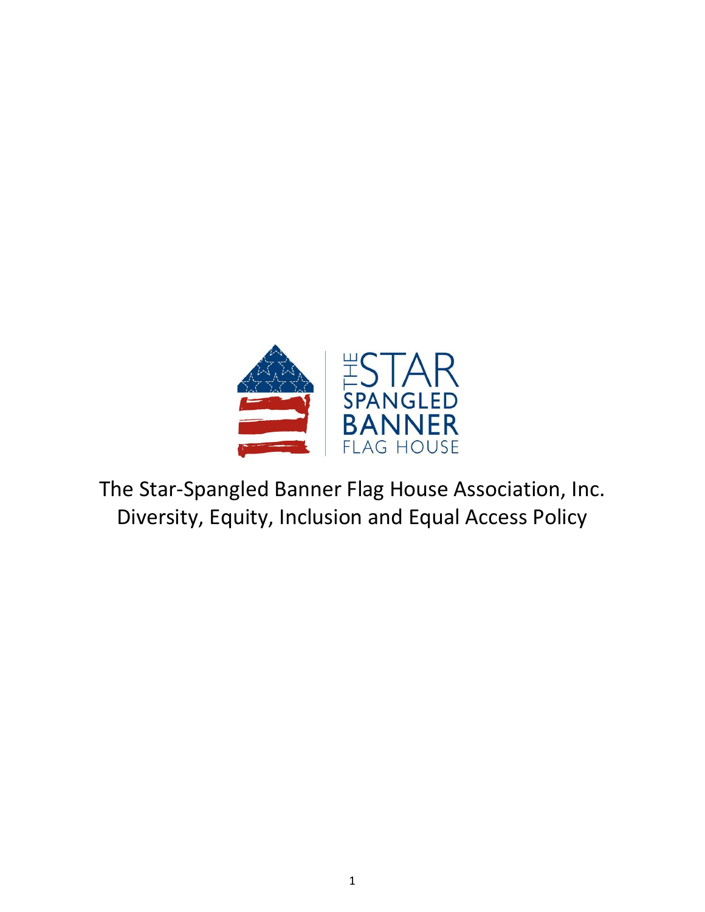# The Star-Spangled Banner Flag House Association, Inc.
# Diversity, Equity, Inclusion and Equal Access Policy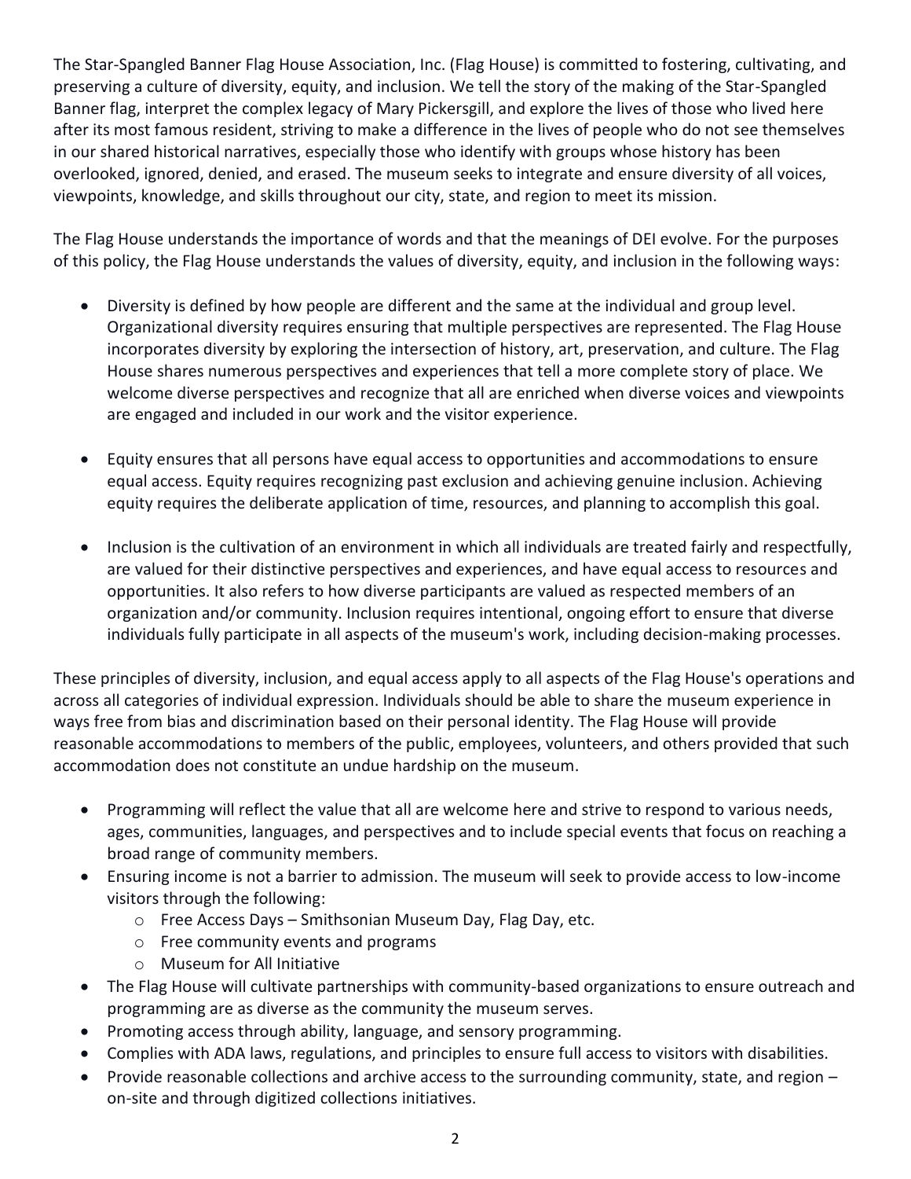The Star-Spangled Banner Flag House Association, Inc. (Flag House) is committed to fostering, cultivating, and preserving a culture of diversity, equity, and inclusion. We tell the story of the making of the Star-Spangled Banner flag, interpret the complex legacy of Mary Pickersgill, and explore the lives of those who lived here after its most famous resident, striving to make a difference in the lives of people who do not see themselves in our shared historical narratives, especially those who identify with groups whose history has been overlooked, ignored, denied, and erased. The museum seeks to integrate and ensure diversity of all voices, viewpoints, knowledge, and skills throughout our city, state, and region to meet its mission.

The Flag House understands the importance of words and that the meanings of DEI evolve. For the purposes of this policy, the Flag House understands the values of diversity, equity, and inclusion in the following ways:

- Diversity is defined by how people are different and the same at the individual and group level. Organizational diversity requires ensuring that multiple perspectives are represented. The Flag House incorporates diversity by exploring the intersection of history, art, preservation, and culture. The Flag House shares numerous perspectives and experiences that tell a more complete story of place. We welcome diverse perspectives and recognize that all are enriched when diverse voices and viewpoints are engaged and included in our work and the visitor experience.

- Equity ensures that all persons have equal access to opportunities and accommodations to ensure equal access. Equity requires recognizing past exclusion and achieving genuine inclusion. Achieving equity requires the deliberate application of time, resources, and planning to accomplish this goal.

- Inclusion is the cultivation of an environment in which all individuals are treated fairly and respectfully, are valued for their distinctive perspectives and experiences, and have equal access to resources and opportunities. It also refers to how diverse participants are valued as respected members of an organization and/or community. Inclusion requires intentional, ongoing effort to ensure that diverse individuals fully participate in all aspects of the museum's work, including decision-making processes.

These principles of diversity, inclusion, and equal access apply to all aspects of the Flag House's operations and across all categories of individual expression. Individuals should be able to share the museum experience in ways free from bias and discrimination based on their personal identity. The Flag House will provide reasonable accommodations to members of the public, employees, volunteers, and others provided that such accommodation does not constitute an undue hardship on the museum.

- Programming will reflect the value that all are welcome here and strive to respond to various needs, ages, communities, languages, and perspectives and to include special events that focus on reaching a broad range of community members.
- Ensuring income is not a barrier to admission. The museum will seek to provide access to low-income visitors through the following:
  - Free Access Days – Smithsonian Museum Day, Flag Day, etc.
  - Free community events and programs
  - Museum for All Initiative
- The Flag House will cultivate partnerships with community-based organizations to ensure outreach and programming are as diverse as the community the museum serves.
- Promoting access through ability, language, and sensory programming.
- Complies with ADA laws, regulations, and principles to ensure full access to visitors with disabilities.
- Provide reasonable collections and archive access to the surrounding community, state, and region – on-site and through digitized collections initiatives.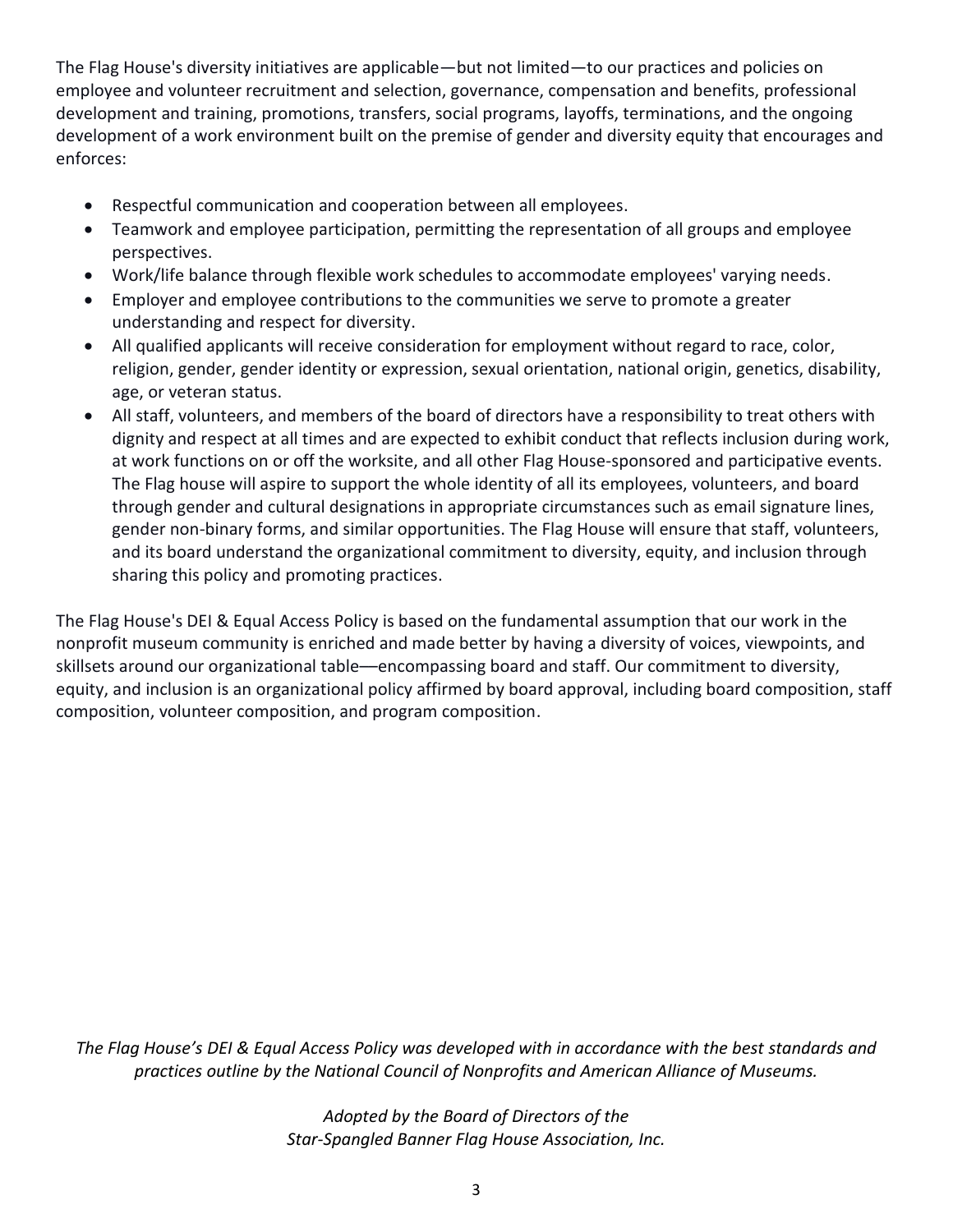The Flag House's diversity initiatives are applicable—but not limited—to our practices and policies on employee and volunteer recruitment and selection, governance, compensation and benefits, professional development and training, promotions, transfers, social programs, layoffs, terminations, and the ongoing development of a work environment built on the premise of gender and diversity equity that encourages and enforces:

- Respectful communication and cooperation between all employees.
- Teamwork and employee participation, permitting the representation of all groups and employee perspectives.
- Work/life balance through flexible work schedules to accommodate employees' varying needs.
- Employer and employee contributions to the communities we serve to promote a greater understanding and respect for diversity.
- All qualified applicants will receive consideration for employment without regard to race, color, religion, gender, gender identity or expression, sexual orientation, national origin, genetics, disability, age, or veteran status.
- All staff, volunteers, and members of the board of directors have a responsibility to treat others with dignity and respect at all times and are expected to exhibit conduct that reflects inclusion during work, at work functions on or off the worksite, and all other Flag House-sponsored and participative events. The Flag house will aspire to support the whole identity of all its employees, volunteers, and board through gender and cultural designations in appropriate circumstances such as email signature lines, gender non-binary forms, and similar opportunities. The Flag House will ensure that staff, volunteers, and its board understand the organizational commitment to diversity, equity, and inclusion through sharing this policy and promoting practices.

The Flag House's DEI & Equal Access Policy is based on the fundamental assumption that our work in the nonprofit museum community is enriched and made better by having a diversity of voices, viewpoints, and skillsets around our organizational table—encompassing board and staff. Our commitment to diversity, equity, and inclusion is an organizational policy affirmed by board approval, including board composition, staff composition, volunteer composition, and program composition.

*The Flag House's DEI & Equal Access Policy was developed with in accordance with the best standards and practices outline by the National Council of Nonprofits and American Alliance of Museums.*

*Adopted by the Board of Directors of the Star-Spangled Banner Flag House Association, Inc.*